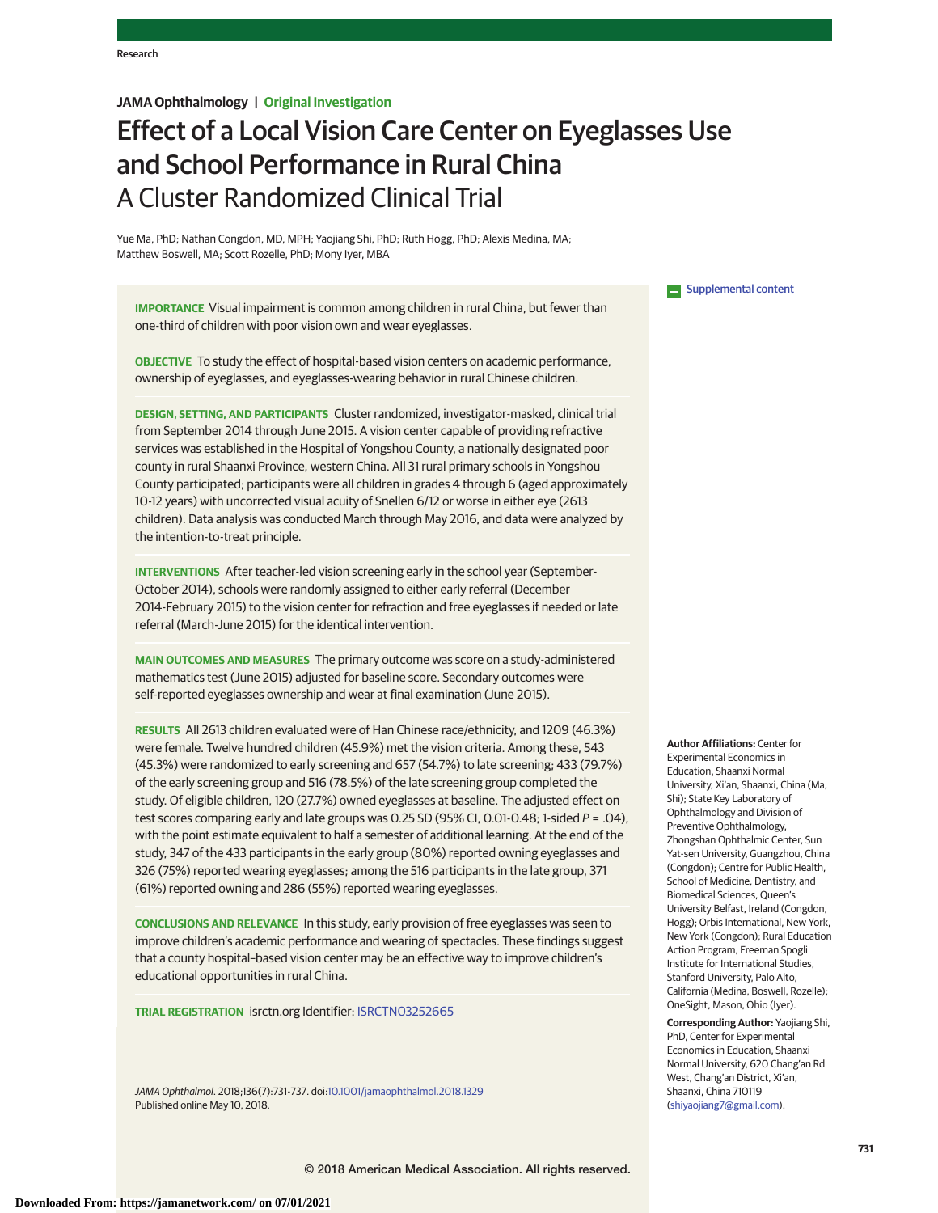JAMA Ophthalmology | Original Investigation

# Effect of a Local Vision Care Center on Eyeglasses Use and School Performance in Rural China

## A Cluster Randomized Clinical Trial

Yue Ma, PhD; Nathan Congdon, MD, MPH; Yaojiang Shi, PhD; Ruth Hogg, PhD; Alexis Medina, MA; Matthew Boswell, MA; Scott Rozelle, PhD; Mony Iyer, MBA

Supplemental content

**IMPORTANCE** Visual impairment is common among children in rural China, but fewer than one-third of children with poor vision own and wear eyeglasses.

**OBJECTIVE** To study the effect of hospital-based vision centers on academic performance, ownership of eyeglasses, and eyeglasses-wearing behavior in rural Chinese children.

**DESIGN, SETTING, AND PARTICIPANTS** Cluster randomized, investigator-masked, clinical trial from September 2014 through June 2015. A vision center capable of providing refractive services was established in the Hospital of Yongshou County, a nationally designated poor county in rural Shaanxi Province, western China. All 31 rural primary schools in Yongshou County participated; participants were all children in grades 4 through 6 (aged approximately 10-12 years) with uncorrected visual acuity of Snellen 6/12 or worse in either eye (2613 children). Data analysis was conducted March through May 2016, and data were analyzed by the intention-to-treat principle.

**INTERVENTIONS** After teacher-led vision screening early in the school year (September-October 2014), schools were randomly assigned to either early referral (December 2014-February 2015) to the vision center for refraction and free eyeglasses if needed or late referral (March-June 2015) for the identical intervention.

**MAIN OUTCOMES AND MEASURES** The primary outcome was score on a study-administered mathematics test (June 2015) adjusted for baseline score. Secondary outcomes were self-reported eyeglasses ownership and wear at final examination (June 2015).

**RESULTS** All 2613 children evaluated were of Han Chinese race/ethnicity, and 1209 (46.3%) were female. Twelve hundred children (45.9%) met the vision criteria. Among these, 543 (45.3%) were randomized to early screening and 657 (54.7%) to late screening; 433 (79.7%) of the early screening group and 516 (78.5%) of the late screening group completed the study. Of eligible children, 120 (27.7%) owned eyeglasses at baseline. The adjusted effect on test scores comparing early and late groups was 0.25 SD (95% CI, 0.01-0.48; 1-sided $P = .04$), with the point estimate equivalent to half a semester of additional learning. At the end of the study, 347 of the 433 participants in the early group (80%) reported owning eyeglasses and 326 (75%) reported wearing eyeglasses; among the 516 participants in the late group, 371 (61%) reported owning and 286 (55%) reported wearing eyeglasses.

**CONCLUSIONS AND RELEVANCE** In this study, early provision of free eyeglasses was seen to improve children's academic performance and wearing of spectacles. These findings suggest that a county hospital–based vision center may be an effective way to improve children's educational opportunities in rural China.

**TRIAL REGISTRATION** isrctn.org Identifier: ISRCTN03252665

*JAMA Ophthalmol*. 2018;136(7):731-737. doi:10.1001/jamaophthalmol.2018.1329
Published online May 10, 2018.

**Author Affiliations:** Center for Experimental Economics in Education, Shaanxi Normal University, Xi'an, Shaanxi, China (Ma, Shi); State Key Laboratory of Ophthalmology and Division of Preventive Ophthalmology, Zhongshan Ophthalmic Center, Sun Yat-sen University, Guangzhou, China (Congdon); Centre for Public Health, School of Medicine, Dentistry, and Biomedical Sciences, Queen's University Belfast, Ireland (Congdon, Hogg); Orbis International, New York, New York (Congdon); Rural Education Action Program, Freeman Spogli Institute for International Studies, Stanford University, Palo Alto, California (Medina, Boswell, Rozelle); OneSight, Mason, Ohio (Iyer).

**Corresponding Author:** Yaojiang Shi, PhD, Center for Experimental Economics in Education, Shaanxi Normal University, 620 Chang'an Rd West, Chang'an District, Xi'an, Shaanxi, China 710119 (shiyaojiang7@gmail.com).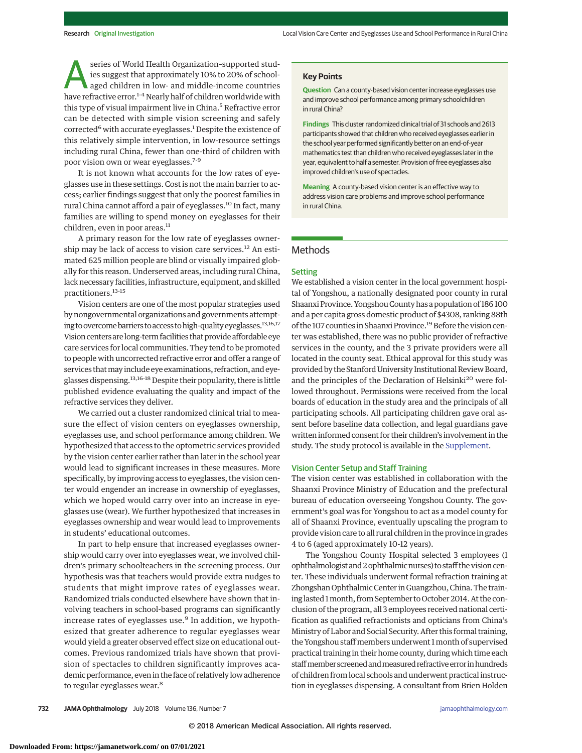A series of World Health Organization–supported studies suggest that approximately 10% to 20% of school-aged children in low- and middle-income countries have refractive error.[1-4] Nearly half of children worldwide with this type of visual impairment live in China.[5] Refractive error can be detected with simple vision screening and safely corrected[6] with accurate eyeglasses.[1] Despite the existence of this relatively simple intervention, in low-resource settings including rural China, fewer than one-third of children with poor vision own or wear eyeglasses.[7-9]

It is not known what accounts for the low rates of eyeglasses use in these settings. Cost is not the main barrier to access; earlier findings suggest that only the poorest families in rural China cannot afford a pair of eyeglasses.[10] In fact, many families are willing to spend money on eyeglasses for their children, even in poor areas.[11]

A primary reason for the low rate of eyeglasses ownership may be lack of access to vision care services.[12] An estimated 625 million people are blind or visually impaired globally for this reason. Underserved areas, including rural China, lack necessary facilities, infrastructure, equipment, and skilled practitioners.[13-15]

Vision centers are one of the most popular strategies used by nongovernmental organizations and governments attempting to overcome barriers to access to high-quality eyeglasses.[13,16,17] Vision centers are long-term facilities that provide affordable eye care services for local communities. They tend to be promoted to people with uncorrected refractive error and offer a range of services that may include eye examinations, refraction, and eyeglasses dispensing.[13,16-18] Despite their popularity, there is little published evidence evaluating the quality and impact of the refractive services they deliver.

We carried out a cluster randomized clinical trial to measure the effect of vision centers on eyeglasses ownership, eyeglasses use, and school performance among children. We hypothesized that access to the optometric services provided by the vision center earlier rather than later in the school year would lead to significant increases in these measures. More specifically, by improving access to eyeglasses, the vision center would engender an increase in ownership of eyeglasses, which we hoped would carry over into an increase in eyeglasses use (wear). We further hypothesized that increases in eyeglasses ownership and wear would lead to improvements in students' educational outcomes.

In part to help ensure that increased eyeglasses ownership would carry over into eyeglasses wear, we involved children's primary schoolteachers in the screening process. Our hypothesis was that teachers would provide extra nudges to students that might improve rates of eyeglasses wear. Randomized trials conducted elsewhere have shown that involving teachers in school-based programs can significantly increase rates of eyeglasses use.[9] In addition, we hypothesized that greater adherence to regular eyeglasses wear would yield a greater observed effect size on educational outcomes. Previous randomized trials have shown that provision of spectacles to children significantly improves academic performance, even in the face of relatively low adherence to regular eyeglasses wear.[8]

**Key Points**

**Question** Can a county-based vision center increase eyeglasses use and improve school performance among primary schoolchildren in rural China?

**Findings** This cluster randomized clinical trial of 31 schools and 2613 participants showed that children who received eyeglasses earlier in the school year performed significantly better on an end-of-year mathematics test than children who received eyeglasses later in the year, equivalent to half a semester. Provision of free eyeglasses also improved children's use of spectacles.

**Meaning** A county-based vision center is an effective way to address vision care problems and improve school performance in rural China.

## Methods

### Setting

We established a vision center in the local government hospital of Yongshou, a nationally designated poor county in rural Shaanxi Province. Yongshou County has a population of 186 100 and a per capita gross domestic product of $4308, ranking 88th of the 107 counties in Shaanxi Province.[19] Before the vision center was established, there was no public provider of refractive services in the county, and the 3 private providers were all located in the county seat. Ethical approval for this study was provided by the Stanford University Institutional Review Board, and the principles of the Declaration of Helsinki[20] were followed throughout. Permissions were received from the local boards of education in the study area and the principals of all participating schools. All participating children gave oral assent before baseline data collection, and legal guardians gave written informed consent for their children's involvement in the study. The study protocol is available in the Supplement.

### Vision Center Setup and Staff Training

The vision center was established in collaboration with the Shaanxi Province Ministry of Education and the prefectural bureau of education overseeing Yongshou County. The government's goal was for Yongshou to act as a model county for all of Shaanxi Province, eventually upscaling the program to provide vision care to all rural children in the province in grades 4 to 6 (aged approximately 10-12 years).

The Yongshou County Hospital selected 3 employees (1 ophthalmologist and 2 ophthalmic nurses) to staff the vision center. These individuals underwent formal refraction training at Zhongshan Ophthalmic Center in Guangzhou, China. The training lasted 1 month, from September to October 2014. At the conclusion of the program, all 3 employees received national certification as qualified refractionists and opticians from China's Ministry of Labor and Social Security. After this formal training, the Yongshou staff members underwent 1 month of supervised practical training in their home county, during which time each staff member screened and measured refractive error in hundreds of children from local schools and underwent practical instruction in eyeglasses dispensing. A consultant from Brien Holden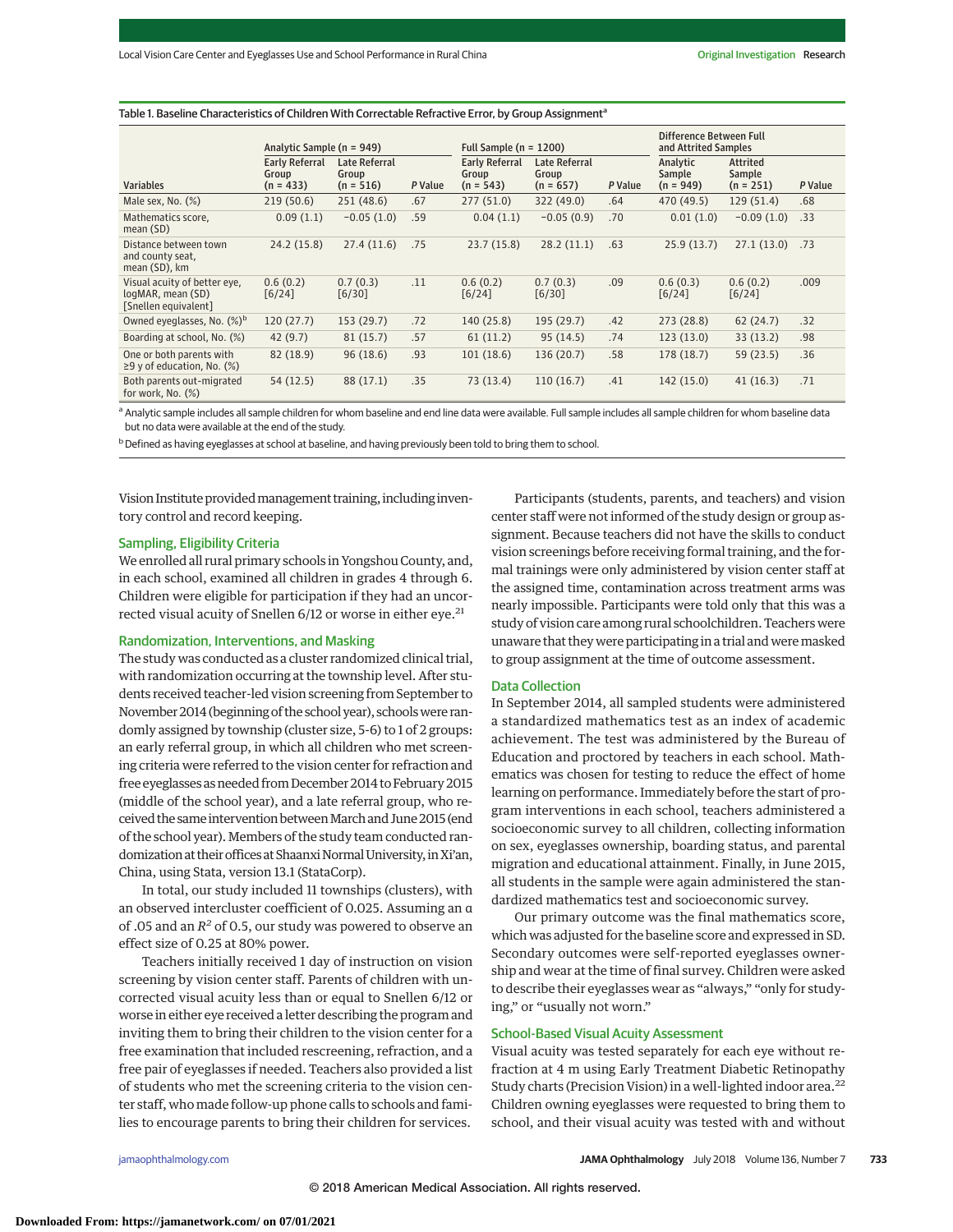Table 1. Baseline Characteristics of Children With Correctable Refractive Error, by Group Assignment[a]

| Variables | Analytic Sample (n = 949) | | | Full Sample (n = 1200) | | | Difference Between Full and Attrited Samples | | |
|---|---|---|---|---|---|---|---|---|---|
| | Early Referral Group (n = 433) | Late Referral Group (n = 516) | P Value | Early Referral Group (n = 543) | Late Referral Group (n = 657) | P Value | Analytic Sample (n = 949) | Attrited Sample (n = 251) | P Value |
| Male sex, No. (%) | 219 (50.6) | 251 (48.6) | .67 | 277 (51.0) | 322 (49.0) | .64 | 470 (49.5) | 129 (51.4) | .68 |
| Mathematics score, mean (SD) | 0.09 (1.1) | −0.05 (1.0) | .59 | 0.04 (1.1) | −0.05 (0.9) | .70 | 0.01 (1.0) | −0.09 (1.0) | .33 |
| Distance between town and county seat, mean (SD), km | 24.2 (15.8) | 27.4 (11.6) | .75 | 23.7 (15.8) | 28.2 (11.1) | .63 | 25.9 (13.7) | 27.1 (13.0) | .73 |
| Visual acuity of better eye, logMAR, mean (SD) [Snellen equivalent] | 0.6 (0.2) [6/24] | 0.7 (0.3) [6/30] | .11 | 0.6 (0.2) [6/24] | 0.7 (0.3) [6/30] | .09 | 0.6 (0.3) [6/24] | 0.6 (0.2) [6/24] | .009 |
| Owned eyeglasses, No. (%)[b] | 120 (27.7) | 153 (29.7) | .72 | 140 (25.8) | 195 (29.7) | .42 | 273 (28.8) | 62 (24.7) | .32 |
| Boarding at school, No. (%) | 42 (9.7) | 81 (15.7) | .57 | 61 (11.2) | 95 (14.5) | .74 | 123 (13.0) | 33 (13.2) | .98 |
| One or both parents with ≥9 y of education, No. (%) | 82 (18.9) | 96 (18.6) | .93 | 101 (18.6) | 136 (20.7) | .58 | 178 (18.7) | 59 (23.5) | .36 |
| Both parents out-migrated for work, No. (%) | 54 (12.5) | 88 (17.1) | .35 | 73 (13.4) | 110 (16.7) | .41 | 142 (15.0) | 41 (16.3) | .71 |

[a] Analytic sample includes all sample children for whom baseline and end line data were available. Full sample includes all sample children for whom baseline data but no data were available at the end of the study.

[b] Defined as having eyeglasses at school at baseline, and having previously been told to bring them to school.

Vision Institute provided management training, including inventory control and record keeping.

### Sampling, Eligibility Criteria

We enrolled all rural primary schools in Yongshou County, and, in each school, examined all children in grades 4 through 6. Children were eligible for participation if they had an uncorrected visual acuity of Snellen 6/12 or worse in either eye.[21]

### Randomization, Interventions, and Masking

The study was conducted as a cluster randomized clinical trial, with randomization occurring at the township level. After students received teacher-led vision screening from September to November 2014 (beginning of the school year), schools were randomly assigned by township (cluster size, 5-6) to 1 of 2 groups: an early referral group, in which all children who met screening criteria were referred to the vision center for refraction and free eyeglasses as needed from December 2014 to February 2015 (middle of the school year), and a late referral group, who received the same intervention between March and June 2015 (end of the school year). Members of the study team conducted randomization at their offices at Shaanxi Normal University, in Xi'an, China, using Stata, version 13.1 (StataCorp).

In total, our study included 11 townships (clusters), with an observed intercluster coefficient of 0.025. Assuming an α of .05 and an $R^2$ of 0.5, our study was powered to observe an effect size of 0.25 at 80% power.

Teachers initially received 1 day of instruction on vision screening by vision center staff. Parents of children with uncorrected visual acuity less than or equal to Snellen 6/12 or worse in either eye received a letter describing the program and inviting them to bring their children to the vision center for a free examination that included rescreening, refraction, and a free pair of eyeglasses if needed. Teachers also provided a list of students who met the screening criteria to the vision center staff, who made follow-up phone calls to schools and families to encourage parents to bring their children for services.

Participants (students, parents, and teachers) and vision center staff were not informed of the study design or group assignment. Because teachers did not have the skills to conduct vision screenings before receiving formal training, and the formal trainings were only administered by vision center staff at the assigned time, contamination across treatment arms was nearly impossible. Participants were told only that this was a study of vision care among rural schoolchildren. Teachers were unaware that they were participating in a trial and were masked to group assignment at the time of outcome assessment.

### Data Collection

In September 2014, all sampled students were administered a standardized mathematics test as an index of academic achievement. The test was administered by the Bureau of Education and proctored by teachers in each school. Mathematics was chosen for testing to reduce the effect of home learning on performance. Immediately before the start of program interventions in each school, teachers administered a socioeconomic survey to all children, collecting information on sex, eyeglasses ownership, boarding status, and parental migration and educational attainment. Finally, in June 2015, all students in the sample were again administered the standardized mathematics test and socioeconomic survey.

Our primary outcome was the final mathematics score, which was adjusted for the baseline score and expressed in SD. Secondary outcomes were self-reported eyeglasses ownership and wear at the time of final survey. Children were asked to describe their eyeglasses wear as "always," "only for studying," or "usually not worn."

### School-Based Visual Acuity Assessment

Visual acuity was tested separately for each eye without refraction at 4 m using Early Treatment Diabetic Retinopathy Study charts (Precision Vision) in a well-lighted indoor area.[22] Children owning eyeglasses were requested to bring them to school, and their visual acuity was tested with and without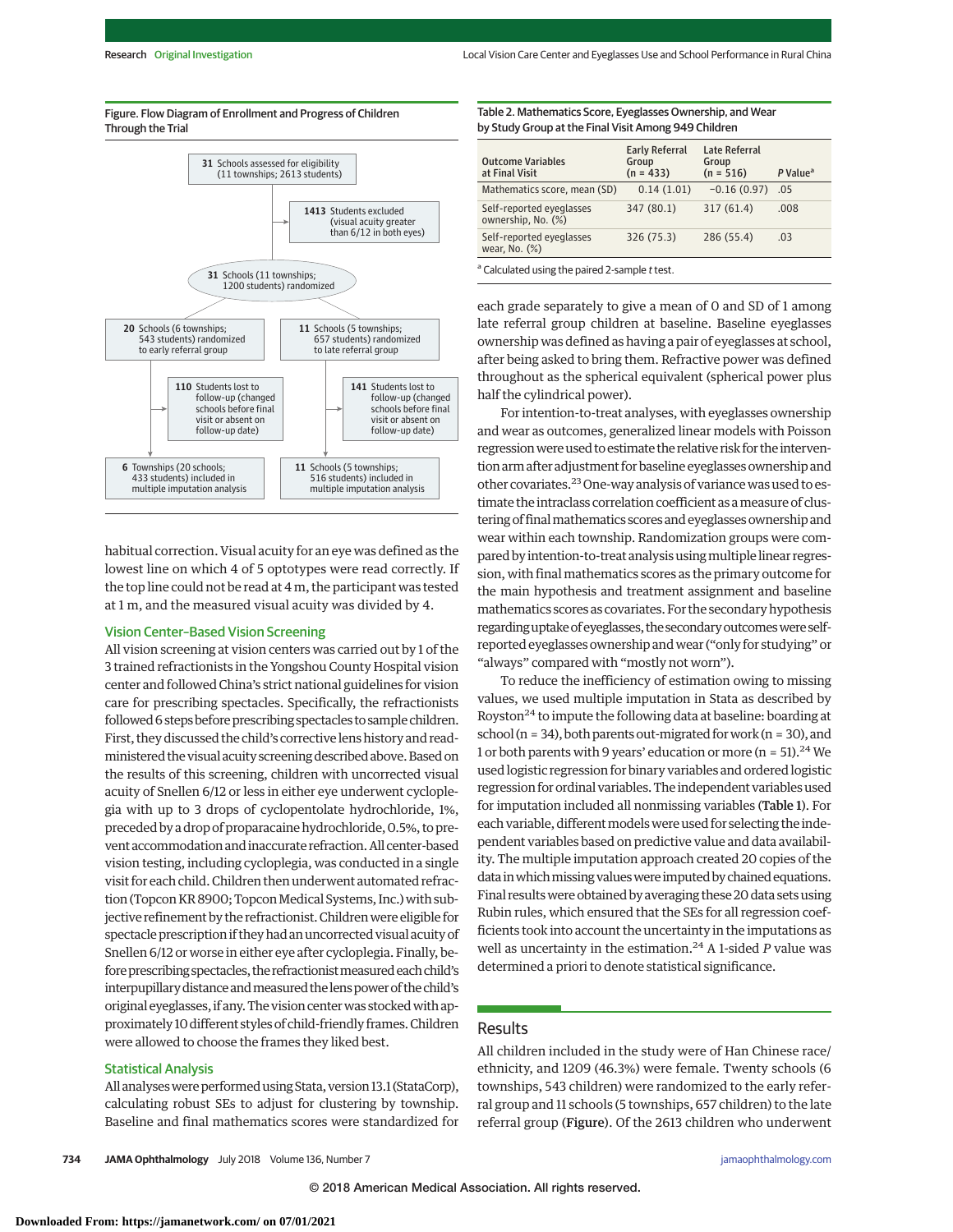Figure. Flow Diagram of Enrollment and Progress of Children Through the Trial

**31** Schools assessed for eligibility (11 townships; 2613 students)

**1413** Students excluded (visual acuity greater than 6/12 in both eyes)

**31** Schools (11 townships; 1200 students) randomized

**20** Schools (6 townships; 543 students) randomized to early referral group

**11** Schools (5 townships; 657 students) randomized to late referral group

**110** Students lost to follow-up (changed schools before final visit or absent on follow-up date)

**141** Students lost to follow-up (changed schools before final visit or absent on follow-up date)

**6** Townships (20 schools; 433 students) included in multiple imputation analysis

**11** Schools (5 townships; 516 students) included in multiple imputation analysis

habitual correction. Visual acuity for an eye was defined as the lowest line on which 4 of 5 optotypes were read correctly. If the top line could not be read at 4 m, the participant was tested at 1 m, and the measured visual acuity was divided by 4.

### Vision Center–Based Vision Screening

All vision screening at vision centers was carried out by 1 of the 3 trained refractionists in the Yongshou County Hospital vision center and followed China's strict national guidelines for vision care for prescribing spectacles. Specifically, the refractionists followed 6 steps before prescribing spectacles to sample children. First, they discussed the child's corrective lens history and readministered the visual acuity screening described above. Based on the results of this screening, children with uncorrected visual acuity of Snellen 6/12 or less in either eye underwent cycloplegia with up to 3 drops of cyclopentolate hydrochloride, 1%, preceded by a drop of proparacaine hydrochloride, 0.5%, to prevent accommodation and inaccurate refraction. All center-based vision testing, including cycloplegia, was conducted in a single visit for each child. Children then underwent automated refraction (Topcon KR 8900; Topcon Medical Systems, Inc.) with subjective refinement by the refractionist. Children were eligible for spectacle prescription if they had an uncorrected visual acuity of Snellen 6/12 or worse in either eye after cycloplegia. Finally, before prescribing spectacles, the refractionist measured each child's interpupillary distance and measured the lens power of the child's original eyeglasses, if any. The vision center was stocked with approximately 10 different styles of child-friendly frames. Children were allowed to choose the frames they liked best.

### Statistical Analysis

All analyses were performed using Stata, version 13.1 (StataCorp), calculating robust SEs to adjust for clustering by township. Baseline and final mathematics scores were standardized for each grade separately to give a mean of 0 and SD of 1 among late referral group children at baseline. Baseline eyeglasses ownership was defined as having a pair of eyeglasses at school, after being asked to bring them. Refractive power was defined throughout as the spherical equivalent (spherical power plus half the cylindrical power).

For intention-to-treat analyses, with eyeglasses ownership and wear as outcomes, generalized linear models with Poisson regression were used to estimate the relative risk for the intervention arm after adjustment for baseline eyeglasses ownership and other covariates.[23] One-way analysis of variance was used to estimate the intraclass correlation coefficient as a measure of clustering of final mathematics scores and eyeglasses ownership and wear within each township. Randomization groups were compared by intention-to-treat analysis using multiple linear regression, with final mathematics scores as the primary outcome for the main hypothesis and treatment assignment and baseline mathematics scores as covariates. For the secondary hypothesis regarding uptake of eyeglasses, the secondary outcomes were self-reported eyeglasses ownership and wear ("only for studying" or "always" compared with "mostly not worn").

To reduce the inefficiency of estimation owing to missing values, we used multiple imputation in Stata as described by Royston[24] to impute the following data at baseline: boarding at school (n = 34), both parents out-migrated for work (n = 30), and 1 or both parents with 9 years' education or more (n = 51).[24] We used logistic regression for binary variables and ordered logistic regression for ordinal variables. The independent variables used for imputation included all nonmissing variables (**Table 1**). For each variable, different models were used for selecting the independent variables based on predictive value and data availability. The multiple imputation approach created 20 copies of the data in which missing values were imputed by chained equations. Final results were obtained by averaging these 20 data sets using Rubin rules, which ensured that the SEs for all regression coefficients took into account the uncertainty in the imputations as well as uncertainty in the estimation.[24] A 1-sided *P* value was determined a priori to denote statistical significance.

Table 2. Mathematics Score, Eyeglasses Ownership, and Wear by Study Group at the Final Visit Among 949 Children

| Outcome Variables at Final Visit | Early Referral Group (n = 433) | Late Referral Group (n = 516) | *P* Value[a] |
|---|---|---|---|
| Mathematics score, mean (SD) | 0.14 (1.01) | −0.16 (0.97) | .05 |
| Self-reported eyeglasses ownership, No. (%) | 347 (80.1) | 317 (61.4) | .008 |
| Self-reported eyeglasses wear, No. (%) | 326 (75.3) | 286 (55.4) | .03 |

[a] Calculated using the paired 2-sample *t* test.

## Results

All children included in the study were of Han Chinese race/ethnicity, and 1209 (46.3%) were female. Twenty schools (6 townships, 543 children) were randomized to the early referral group and 11 schools (5 townships, 657 children) to the late referral group (**Figure**). Of the 2613 children who underwent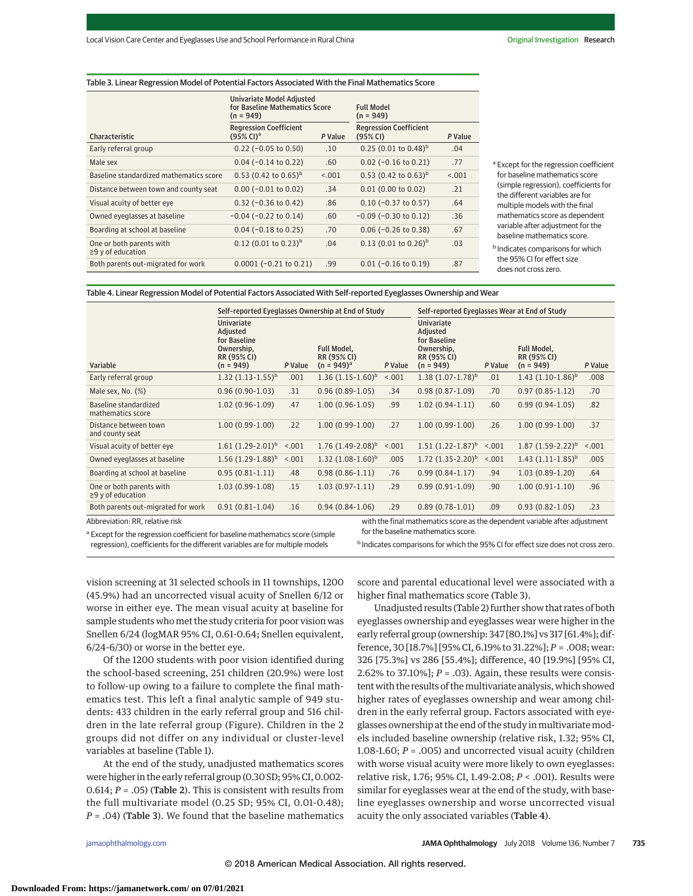Table 3. Linear Regression Model of Potential Factors Associated With the Final Mathematics Score

| Characteristic | Univariate Model Adjusted for Baseline Mathematics Score (n = 949) Regression Coefficient (95% CI)[a] | P Value | Full Model (n = 949) Regression Coefficient (95% CI) | P Value |
|---|---|---|---|---|
| Early referral group | 0.22 (−0.05 to 0.50) | .10 | 0.25 (0.01 to 0.48)[b] | .04 |
| Male sex | 0.04 (−0.14 to 0.22) | .60 | 0.02 (−0.16 to 0.21) | .77 |
| Baseline standardized mathematics score | 0.53 (0.42 to 0.65)[b] | <.001 | 0.53 (0.42 to 0.63)[b] | <.001 |
| Distance between town and county seat | 0.00 (−0.01 to 0.02) | .34 | 0.01 (0.00 to 0.02) | .21 |
| Visual acuity of better eye | 0.32 (−0.36 to 0.42) | .86 | 0.10 (−0.37 to 0.57) | .64 |
| Owned eyeglasses at baseline | −0.04 (−0.22 to 0.14) | .60 | −0.09 (−0.30 to 0.12) | .36 |
| Boarding at school at baseline | 0.04 (−0.18 to 0.25) | .70 | 0.06 (−0.26 to 0.38) | .67 |
| One or both parents with ≥9 y of education | 0.12 (0.01 to 0.23)[b] | .04 | 0.13 (0.01 to 0.26)[b] | .03 |
| Both parents out-migrated for work | 0.0001 (−0.21 to 0.21) | .99 | 0.01 (−0.16 to 0.19) | .87 |

[a] Except for the regression coefficient for baseline mathematics score (simple regression), coefficients for the different variables are for multiple models with the final mathematics score as dependent variable after adjustment for the baseline mathematics score.

[b] Indicates comparisons for which the 95% CI for effect size does not cross zero.

Table 4. Linear Regression Model of Potential Factors Associated With Self-reported Eyeglasses Ownership and Wear

| Variable | Self-reported Eyeglasses Ownership at End of Study | | | | Self-reported Eyeglasses Wear at End of Study | | | |
|---|---|---|---|---|---|---|---|---|
| | Univariate Adjusted for Baseline Ownership, RR (95% CI) (n = 949) | P Value | Full Model, RR (95% CI) (n = 949)[a] | P Value | Univariate Adjusted for Baseline Ownership, RR (95% CI) (n = 949) | P Value | Full Model, RR (95% CI) (n = 949) | P Value |
| Early referral group | 1.32 (1.13-1.55)[b] | .001 | 1.36 (1.15-1.60)[b] | <.001 | 1.38 (1.07-1.78)[b] | .01 | 1.43 (1.10-1.86)[b] | .008 |
| Male sex, No. (%) | 0.96 (0.90-1.03) | .31 | 0.96 (0.89-1.05) | .34 | 0.98 (0.87-1.09) | .70 | 0.97 (0.85-1.12) | .70 |
| Baseline standardized mathematics score | 1.02 (0.96-1.09) | .47 | 1.00 (0.96-1.05) | .99 | 1.02 (0.94-1.11) | .60 | 0.99 (0.94-1.05) | .82 |
| Distance between town and county seat | 1.00 (0.99-1.00) | .22 | 1.00 (0.99-1.00) | .27 | 1.00 (0.99-1.00) | .26 | 1.00 (0.99-1.00) | .37 |
| Visual acuity of better eye | 1.61 (1.29-2.01)[b] | <.001 | 1.76 (1.49-2.08)[b] | <.001 | 1.51 (1.22-1.87)[b] | <.001 | 1.87 (1.59-2.22)[b] | <.001 |
| Owned eyeglasses at baseline | 1.56 (1.29-1.88)[b] | <.001 | 1.32 (1.08-1.60)[b] | .005 | 1.72 (1.35-2.20)[b] | <.001 | 1.43 (1.11-1.85)[b] | .005 |
| Boarding at school at baseline | 0.95 (0.81-1.11) | .48 | 0.98 (0.86-1.11) | .76 | 0.99 (0.84-1.17) | .94 | 1.03 (0.89-1.20) | .64 |
| One or both parents with ≥9 y of education | 1.03 (0.99-1.08) | .15 | 1.03 (0.97-1.11) | .29 | 0.99 (0.91-1.09) | .90 | 1.00 (0.91-1.10) | .96 |
| Both parents out-migrated for work | 0.91 (0.81-1.04) | .16 | 0.94 (0.84-1.06) | .29 | 0.89 (0.78-1.01) | .09 | 0.93 (0.82-1.05) | .23 |

Abbreviation: RR, relative risk

[a] Except for the regression coefficient for baseline mathematics score (simple regression), coefficients for the different variables are for multiple models with the final mathematics score as the dependent variable after adjustment for the baseline mathematics score.

[b] Indicates comparisons for which the 95% CI for effect size does not cross zero.

vision screening at 31 selected schools in 11 townships, 1200 (45.9%) had an uncorrected visual acuity of Snellen 6/12 or worse in either eye. The mean visual acuity at baseline for sample students who met the study criteria for poor vision was Snellen 6/24 (logMAR 95% CI, 0.61-0.64; Snellen equivalent, 6/24-6/30) or worse in the better eye.

Of the 1200 students with poor vision identified during the school-based screening, 251 children (20.9%) were lost to follow-up owing to a failure to complete the final mathematics test. This left a final analytic sample of 949 students: 433 children in the early referral group and 516 children in the late referral group (Figure). Children in the 2 groups did not differ on any individual or cluster-level variables at baseline (Table 1).

At the end of the study, unadjusted mathematics scores were higher in the early referral group (0.30 SD; 95% CI, 0.002-0.614; *P* = .05) (**Table 2**). This is consistent with results from the full multivariate model (0.25 SD; 95% CI, 0.01-0.48); *P* = .04) (**Table 3**). We found that the baseline mathematics score and parental educational level were associated with a higher final mathematics score (Table 3).

Unadjusted results (Table 2) further show that rates of both eyeglasses ownership and eyeglasses wear were higher in the early referral group (ownership: 347 [80.1%] vs 317 [61.4%]; difference, 30 [18.7%] [95% CI, 6.19% to 31.22%]; *P* = .008; wear: 326 [75.3%] vs 286 [55.4%]; difference, 40 [19.9%] [95% CI, 2.62% to 37.10%]; *P* = .03). Again, these results were consistent with the results of the multivariate analysis, which showed higher rates of eyeglasses ownership and wear among children in the early referral group. Factors associated with eyeglasses ownership at the end of the study in multivariate models included baseline ownership (relative risk, 1.32; 95% CI, 1.08-1.60; *P* = .005) and uncorrected visual acuity (children with worse visual acuity were more likely to own eyeglasses: relative risk, 1.76; 95% CI, 1.49-2.08; *P* < .001). Results were similar for eyeglasses wear at the end of the study, with baseline eyeglasses ownership and worse uncorrected visual acuity the only associated variables (**Table 4**).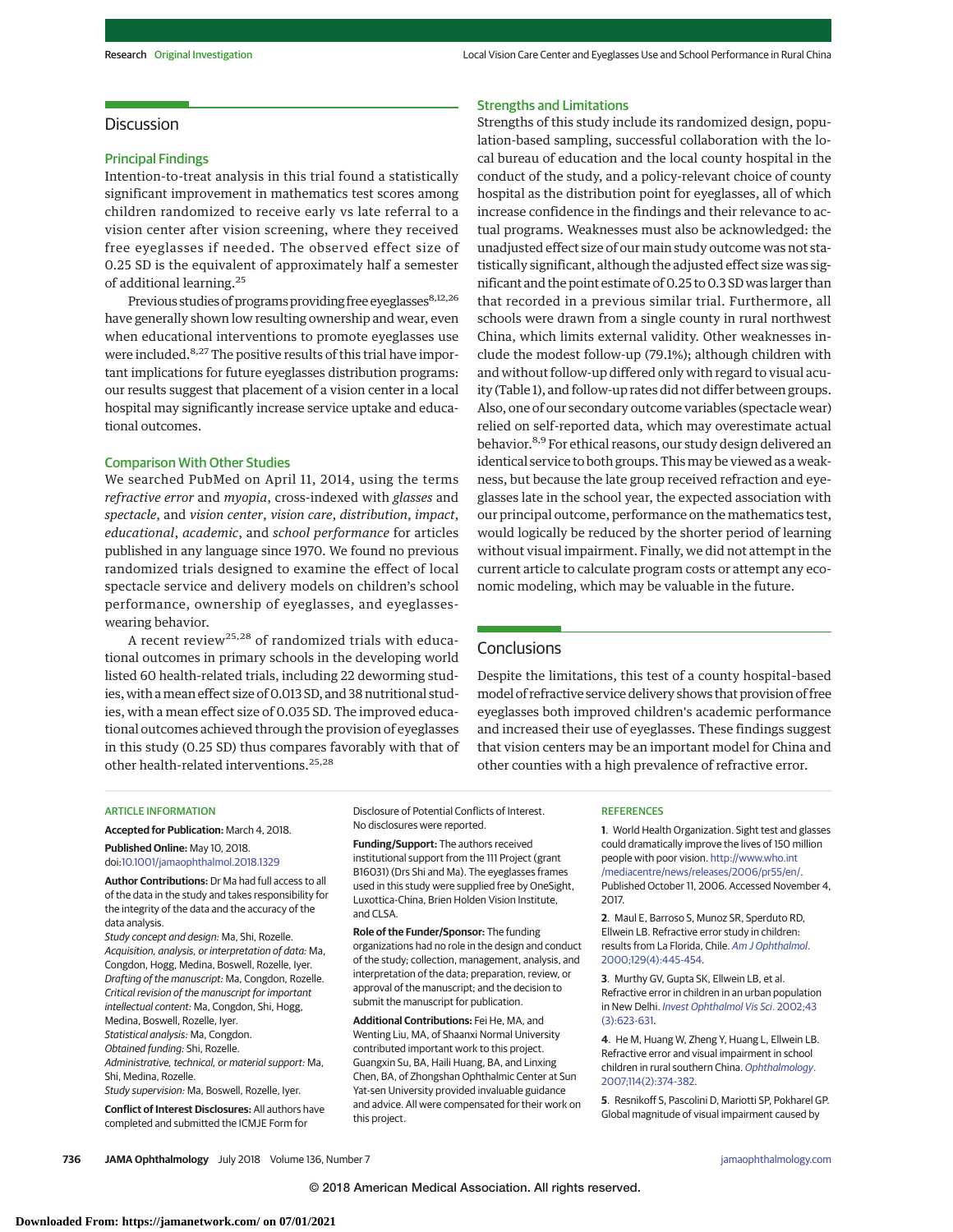## Discussion

### Principal Findings

Intention-to-treat analysis in this trial found a statistically significant improvement in mathematics test scores among children randomized to receive early vs late referral to a vision center after vision screening, where they received free eyeglasses if needed. The observed effect size of 0.25 SD is the equivalent of approximately half a semester of additional learning.[25]

Previous studies of programs providing free eyeglasses[8,12,26] have generally shown low resulting ownership and wear, even when educational interventions to promote eyeglasses use were included.[8,27] The positive results of this trial have important implications for future eyeglasses distribution programs: our results suggest that placement of a vision center in a local hospital may significantly increase service uptake and educational outcomes.

### Comparison With Other Studies

We searched PubMed on April 11, 2014, using the terms *refractive error* and *myopia*, cross-indexed with *glasses* and *spectacle*, and *vision center*, *vision care*, *distribution*, *impact*, *educational*, *academic*, and *school performance* for articles published in any language since 1970. We found no previous randomized trials designed to examine the effect of local spectacle service and delivery models on children's school performance, ownership of eyeglasses, and eyeglasses-wearing behavior.

A recent review[25,28] of randomized trials with educational outcomes in primary schools in the developing world listed 60 health-related trials, including 22 deworming studies, with a mean effect size of 0.013 SD, and 38 nutritional studies, with a mean effect size of 0.035 SD. The improved educational outcomes achieved through the provision of eyeglasses in this study (0.25 SD) thus compares favorably with that of other health-related interventions.[25,28]

### Strengths and Limitations

Strengths of this study include its randomized design, population-based sampling, successful collaboration with the local bureau of education and the local county hospital in the conduct of the study, and a policy-relevant choice of county hospital as the distribution point for eyeglasses, all of which increase confidence in the findings and their relevance to actual programs. Weaknesses must also be acknowledged: the unadjusted effect size of our main study outcome was not statistically significant, although the adjusted effect size was significant and the point estimate of 0.25 to 0.3 SD was larger than that recorded in a previous similar trial. Furthermore, all schools were drawn from a single county in rural northwest China, which limits external validity. Other weaknesses include the modest follow-up (79.1%); although children with and without follow-up differed only with regard to visual acuity (Table 1), and follow-up rates did not differ between groups. Also, one of our secondary outcome variables (spectacle wear) relied on self-reported data, which may overestimate actual behavior.[8,9] For ethical reasons, our study design delivered an identical service to both groups. This may be viewed as a weakness, but because the late group received refraction and eyeglasses late in the school year, the expected association with our principal outcome, performance on the mathematics test, would logically be reduced by the shorter period of learning without visual impairment. Finally, we did not attempt in the current article to calculate program costs or attempt any economic modeling, which may be valuable in the future.

## Conclusions

Despite the limitations, this test of a county hospital–based model of refractive service delivery shows that provision of free eyeglasses both improved children's academic performance and increased their use of eyeglasses. These findings suggest that vision centers may be an important model for China and other counties with a high prevalence of refractive error.

### ARTICLE INFORMATION

**Accepted for Publication:** March 4, 2018.

**Published Online:** May 10, 2018. doi:10.1001/jamaophthalmol.2018.1329

**Author Contributions:** Dr Ma had full access to all of the data in the study and takes responsibility for the integrity of the data and the accuracy of the data analysis.
*Study concept and design:* Ma, Shi, Rozelle.
*Acquisition, analysis, or interpretation of data:* Ma, Congdon, Hogg, Medina, Boswell, Rozelle, Iyer.
*Drafting of the manuscript:* Ma, Congdon, Rozelle.
*Critical revision of the manuscript for important intellectual content:* Ma, Congdon, Shi, Hogg, Medina, Boswell, Rozelle, Iyer.
*Statistical analysis:* Ma, Congdon.
*Obtained funding:* Shi, Rozelle.
*Administrative, technical, or material support:* Ma, Shi, Medina, Rozelle.
*Study supervision:* Ma, Boswell, Rozelle, Iyer.

**Conflict of Interest Disclosures:** All authors have completed and submitted the ICMJE Form for Disclosure of Potential Conflicts of Interest. No disclosures were reported.

**Funding/Support:** The authors received institutional support from the 111 Project (grant B16031) (Drs Shi and Ma). The eyeglasses frames used in this study were supplied free by OneSight, Luxottica-China, Brien Holden Vision Institute, and CLSA.

**Role of the Funder/Sponsor:** The funding organizations had no role in the design and conduct of the study; collection, management, analysis, and interpretation of the data; preparation, review, or approval of the manuscript; and the decision to submit the manuscript for publication.

**Additional Contributions:** Fei He, MA, and Wenting Liu, MA, of Shaanxi Normal University contributed important work to this project. Guangxin Su, BA, Haili Huang, BA, and Linxing Chen, BA, of Zhongshan Ophthalmic Center at Sun Yat-sen University provided invaluable guidance and advice. All were compensated for their work on this project.

### REFERENCES

**1**. World Health Organization. Sight test and glasses could dramatically improve the lives of 150 million people with poor vision. http://www.who.int/mediacentre/news/releases/2006/pr55/en/. Published October 11, 2006. Accessed November 4, 2017.

**2**. Maul E, Barroso S, Munoz SR, Sperduto RD, Ellwein LB. Refractive error study in children: results from La Florida, Chile. *Am J Ophthalmol*. 2000;129(4):445-454.

**3**. Murthy GV, Gupta SK, Ellwein LB, et al. Refractive error in children in an urban population in New Delhi. *Invest Ophthalmol Vis Sci*. 2002;43(3):623-631.

**4**. He M, Huang W, Zheng Y, Huang L, Ellwein LB. Refractive error and visual impairment in school children in rural southern China. *Ophthalmology*. 2007;114(2):374-382.

**5**. Resnikoff S, Pascolini D, Mariotti SP, Pokharel GP. Global magnitude of visual impairment caused by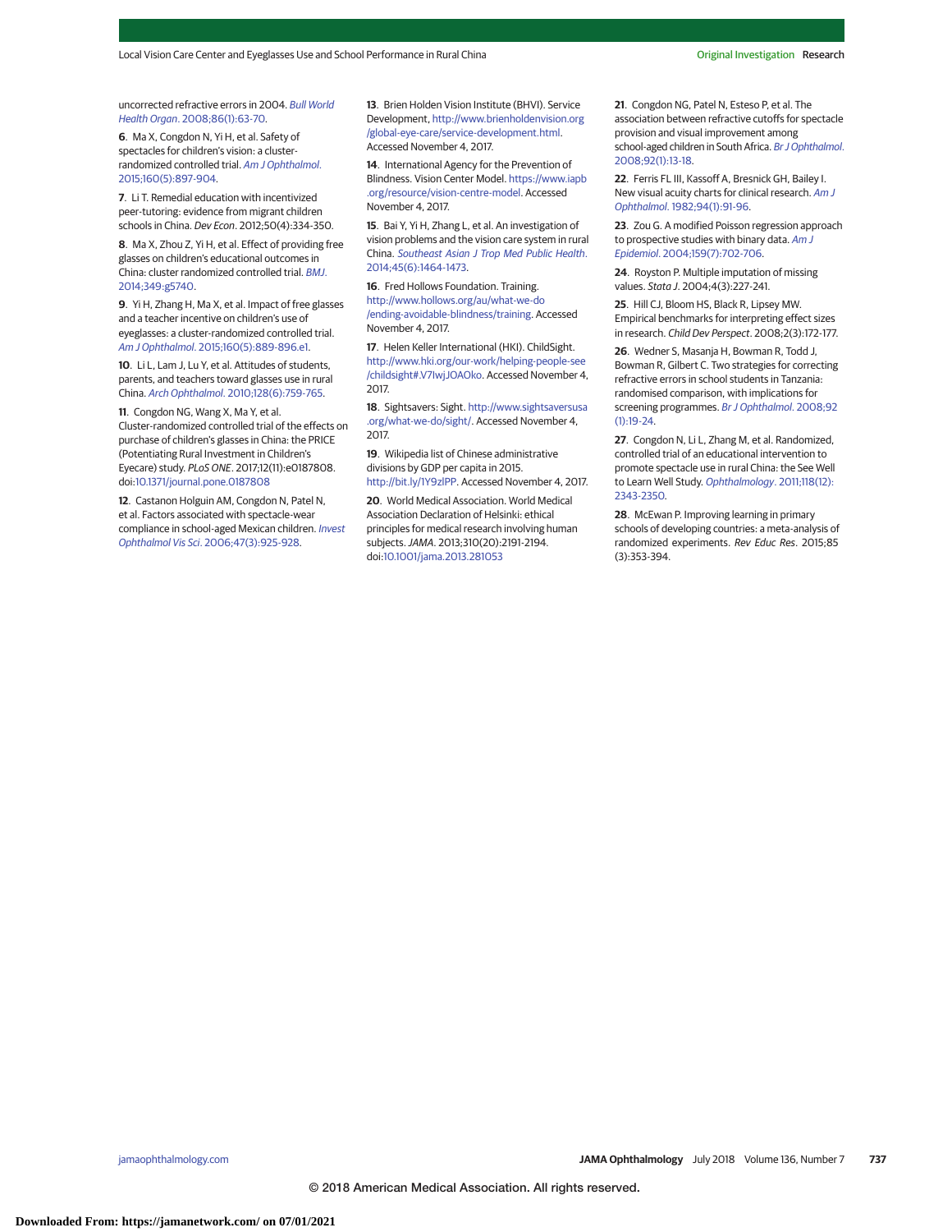uncorrected refractive errors in 2004. *Bull World Health Organ*. 2008;86(1):63-70.

**6**. Ma X, Congdon N, Yi H, et al. Safety of spectacles for children's vision: a cluster-randomized controlled trial. *Am J Ophthalmol*. 2015;160(5):897-904.

**7**. Li T. Remedial education with incentivized peer-tutoring: evidence from migrant children schools in China. *Dev Econ*. 2012;50(4):334-350.

**8**. Ma X, Zhou Z, Yi H, et al. Effect of providing free glasses on children's educational outcomes in China: cluster randomized controlled trial. *BMJ*. 2014;349:g5740.

**9**. Yi H, Zhang H, Ma X, et al. Impact of free glasses and a teacher incentive on children's use of eyeglasses: a cluster-randomized controlled trial. *Am J Ophthalmol*. 2015;160(5):889-896.e1.

**10**. Li L, Lam J, Lu Y, et al. Attitudes of students, parents, and teachers toward glasses use in rural China. *Arch Ophthalmol*. 2010;128(6):759-765.

**11**. Congdon NG, Wang X, Ma Y, et al. Cluster-randomized controlled trial of the effects on purchase of children's glasses in China: the PRICE (Potentiating Rural Investment in Children's Eyecare) study. *PLoS ONE*. 2017;12(11):e0187808. doi:10.1371/journal.pone.0187808

**12**. Castanon Holguin AM, Congdon N, Patel N, et al. Factors associated with spectacle-wear compliance in school-aged Mexican children. *Invest Ophthalmol Vis Sci*. 2006;47(3):925-928.

**13**. Brien Holden Vision Institute (BHVI). Service Development, http://www.brienholdenvision.org/global-eye-care/service-development.html. Accessed November 4, 2017.

**14**. International Agency for the Prevention of Blindness. Vision Center Model. https://www.iapb.org/resource/vision-centre-model. Accessed November 4, 2017.

**15**. Bai Y, Yi H, Zhang L, et al. An investigation of vision problems and the vision care system in rural China. *Southeast Asian J Trop Med Public Health*. 2014;45(6):1464-1473.

**16**. Fred Hollows Foundation. Training. http://www.hollows.org/au/what-we-do/ending-avoidable-blindness/training. Accessed November 4, 2017.

**17**. Helen Keller International (HKI). ChildSight. http://www.hki.org/our-work/helping-people-see/childsight#.V7IwjJOAOko. Accessed November 4, 2017.

**18**. Sightsavers: Sight. http://www.sightsaversusa.org/what-we-do/sight/. Accessed November 4, 2017.

**19**. Wikipedia list of Chinese administrative divisions by GDP per capita in 2015. http://bit.ly/1Y9zlPP. Accessed November 4, 2017.

**20**. World Medical Association. World Medical Association Declaration of Helsinki: ethical principles for medical research involving human subjects. *JAMA*. 2013;310(20):2191-2194. doi:10.1001/jama.2013.281053

**21**. Congdon NG, Patel N, Esteso P, et al. The association between refractive cutoffs for spectacle provision and visual improvement among school-aged children in South Africa. *Br J Ophthalmol*. 2008;92(1):13-18.

**22**. Ferris FL III, Kassoff A, Bresnick GH, Bailey I. New visual acuity charts for clinical research. *Am J Ophthalmol*. 1982;94(1):91-96.

**23**. Zou G. A modified Poisson regression approach to prospective studies with binary data. *Am J Epidemiol*. 2004;159(7):702-706.

**24**. Royston P. Multiple imputation of missing values. *Stata J*. 2004;4(3):227-241.

**25**. Hill CJ, Bloom HS, Black R, Lipsey MW. Empirical benchmarks for interpreting effect sizes in research. *Child Dev Perspect*. 2008;2(3):172-177.

**26**. Wedner S, Masanja H, Bowman R, Todd J, Bowman R, Gilbert C. Two strategies for correcting refractive errors in school students in Tanzania: randomised comparison, with implications for screening programmes. *Br J Ophthalmol*. 2008;92(1):19-24.

**27**. Congdon N, Li L, Zhang M, et al. Randomized, controlled trial of an educational intervention to promote spectacle use in rural China: the See Well to Learn Well Study. *Ophthalmology*. 2011;118(12):2343-2350.

**28**. McEwan P. Improving learning in primary schools of developing countries: a meta-analysis of randomized experiments. *Rev Educ Res*. 2015;85(3):353-394.